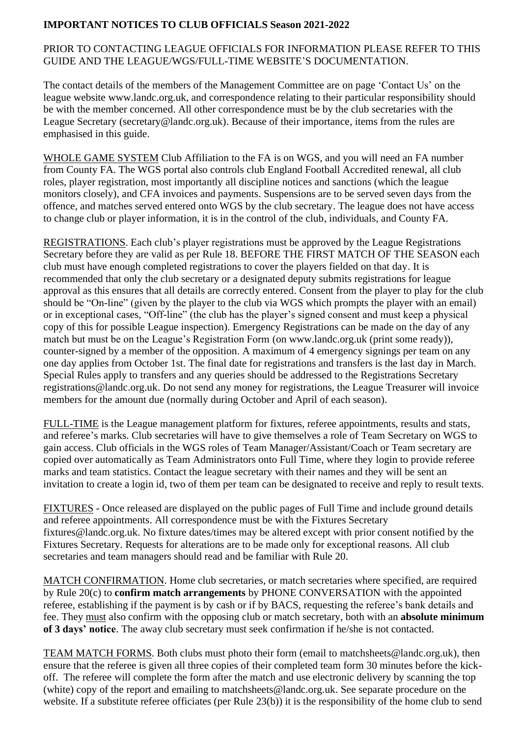**IMPORTANT NOTICES TO CLUB OFFICIALS Season 2021-2022**

PRIOR TO CONTACTING LEAGUE OFFICIALS FOR INFORMATION PLEASE REFER TO THIS GUIDE AND THE LEAGUE/WGS/FULL-TIME WEBSITE'S DOCUMENTATION.

The contact details of the members of the Management Committee are on page 'Contact Us' on the league website www.landc.org.uk, and correspondence relating to their particular responsibility should be with the member concerned. All other correspondence must be by the club secretaries with the League Secretary (secretary@landc.org.uk). Because of their importance, items from the rules are emphasised in this guide.

WHOLE GAME SYSTEM Club Affiliation to the FA is on WGS, and you will need an FA number from County FA. The WGS portal also controls club England Football Accredited renewal, all club roles, player registration, most importantly all discipline notices and sanctions (which the league monitors closely), and CFA invoices and payments. Suspensions are to be served seven days from the offence, and matches served entered onto WGS by the club secretary. The league does not have access to change club or player information, it is in the control of the club, individuals, and County FA.

REGISTRATIONS. Each club's player registrations must be approved by the League Registrations Secretary before they are valid as per Rule 18. BEFORE THE FIRST MATCH OF THE SEASON each club must have enough completed registrations to cover the players fielded on that day. It is recommended that only the club secretary or a designated deputy submits registrations for league approval as this ensures that all details are correctly entered. Consent from the player to play for the club should be "On-line" (given by the player to the club via WGS which prompts the player with an email) or in exceptional cases, "Off-line" (the club has the player's signed consent and must keep a physical copy of this for possible League inspection). Emergency Registrations can be made on the day of any match but must be on the League's Registration Form (on www.landc.org.uk (print some ready)), counter-signed by a member of the opposition. A maximum of 4 emergency signings per team on any one day applies from October 1st. The final date for registrations and transfers is the last day in March. Special Rules apply to transfers and any queries should be addressed to the Registrations Secretary registrations@landc.org.uk. Do not send any money for registrations, the League Treasurer will invoice members for the amount due (normally during October and April of each season).

FULL-TIME is the League management platform for fixtures, referee appointments, results and stats, and referee's marks. Club secretaries will have to give themselves a role of Team Secretary on WGS to gain access. Club officials in the WGS roles of Team Manager/Assistant/Coach or Team secretary are copied over automatically as Team Administrators onto Full Time, where they login to provide referee marks and team statistics. Contact the league secretary with their names and they will be sent an invitation to create a login id, two of them per team can be designated to receive and reply to result texts.

FIXTURES - Once released are displayed on the public pages of Full Time and include ground details and referee appointments. All correspondence must be with the Fixtures Secretary fixtures@landc.org.uk. No fixture dates/times may be altered except with prior consent notified by the Fixtures Secretary. Requests for alterations are to be made only for exceptional reasons. All club secretaries and team managers should read and be familiar with Rule 20.

MATCH CONFIRMATION. Home club secretaries, or match secretaries where specified, are required by Rule 20(c) to **confirm match arrangements** by PHONE CONVERSATION with the appointed referee, establishing if the payment is by cash or if by BACS, requesting the referee's bank details and fee. They must also confirm with the opposing club or match secretary, both with an **absolute minimum of 3 days' notice**. The away club secretary must seek confirmation if he/she is not contacted.

TEAM MATCH FORMS. Both clubs must photo their form (email to matchsheets@landc.org.uk), then ensure that the referee is given all three copies of their completed team form 30 minutes before the kick-off. The referee will complete the form after the match and use electronic delivery by scanning the top (white) copy of the report and emailing to matchsheets@landc.org.uk. See separate procedure on the website. If a substitute referee officiates (per Rule 23(b)) it is the responsibility of the home club to send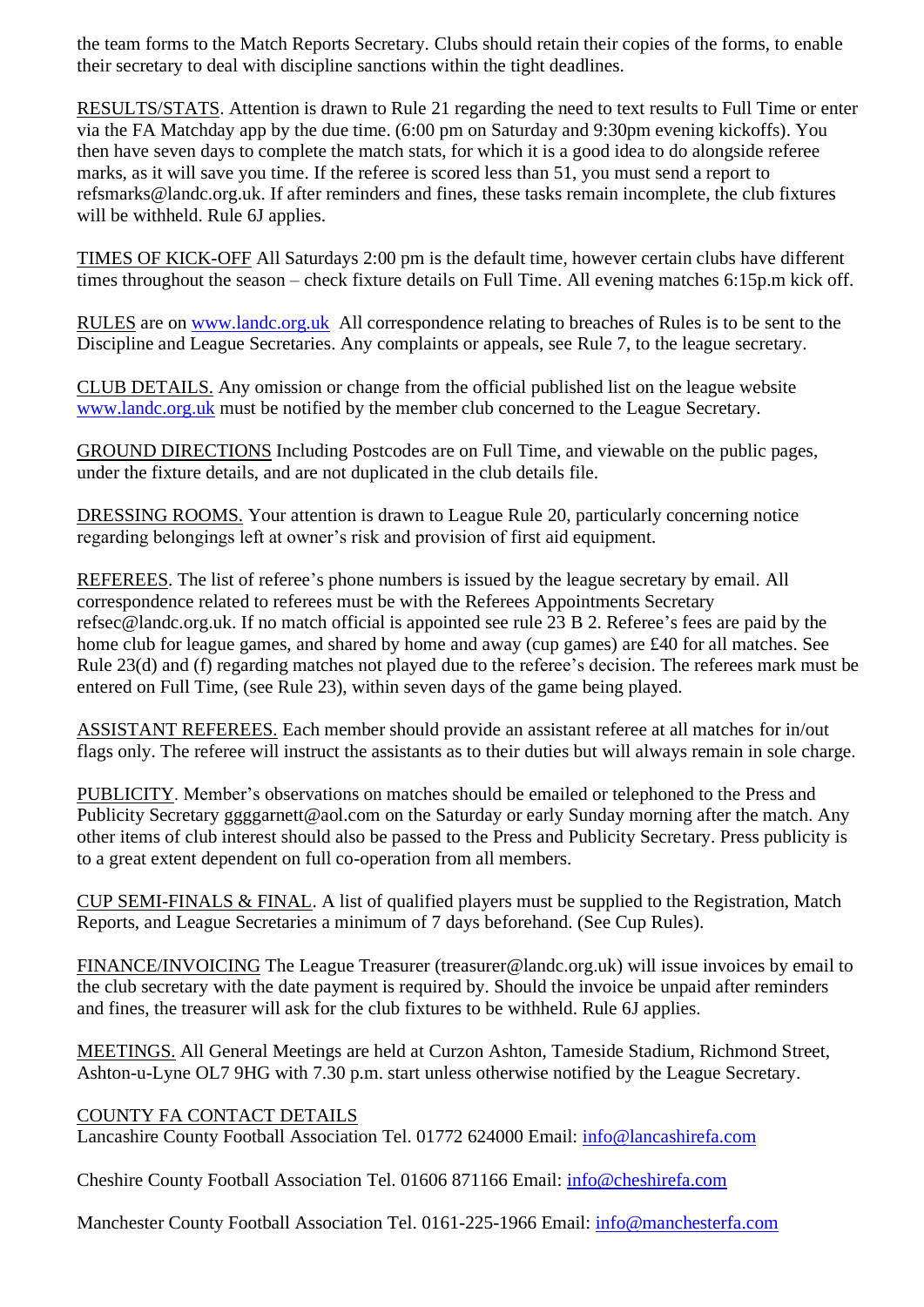the team forms to the Match Reports Secretary. Clubs should retain their copies of the forms, to enable their secretary to deal with discipline sanctions within the tight deadlines.

RESULTS/STATS. Attention is drawn to Rule 21 regarding the need to text results to Full Time or enter via the FA Matchday app by the due time. (6:00 pm on Saturday and 9:30pm evening kickoffs). You then have seven days to complete the match stats, for which it is a good idea to do alongside referee marks, as it will save you time. If the referee is scored less than 51, you must send a report to refsmarks@landc.org.uk. If after reminders and fines, these tasks remain incomplete, the club fixtures will be withheld. Rule 6J applies.

TIMES OF KICK-OFF All Saturdays 2:00 pm is the default time, however certain clubs have different times throughout the season – check fixture details on Full Time. All evening matches 6:15p.m kick off.

RULES are on www.landc.org.uk All correspondence relating to breaches of Rules is to be sent to the Discipline and League Secretaries. Any complaints or appeals, see Rule 7, to the league secretary.

CLUB DETAILS. Any omission or change from the official published list on the league website www.landc.org.uk must be notified by the member club concerned to the League Secretary.

GROUND DIRECTIONS Including Postcodes are on Full Time, and viewable on the public pages, under the fixture details, and are not duplicated in the club details file.

DRESSING ROOMS. Your attention is drawn to League Rule 20, particularly concerning notice regarding belongings left at owner's risk and provision of first aid equipment.

REFEREES. The list of referee's phone numbers is issued by the league secretary by email. All correspondence related to referees must be with the Referees Appointments Secretary refsec@landc.org.uk. If no match official is appointed see rule 23 B 2. Referee's fees are paid by the home club for league games, and shared by home and away (cup games) are £40 for all matches. See Rule 23(d) and (f) regarding matches not played due to the referee's decision. The referees mark must be entered on Full Time, (see Rule 23), within seven days of the game being played.

ASSISTANT REFEREES. Each member should provide an assistant referee at all matches for in/out flags only. The referee will instruct the assistants as to their duties but will always remain in sole charge.

PUBLICITY. Member's observations on matches should be emailed or telephoned to the Press and Publicity Secretary ggggarnett@aol.com on the Saturday or early Sunday morning after the match. Any other items of club interest should also be passed to the Press and Publicity Secretary. Press publicity is to a great extent dependent on full co-operation from all members.

CUP SEMI-FINALS & FINAL. A list of qualified players must be supplied to the Registration, Match Reports, and League Secretaries a minimum of 7 days beforehand. (See Cup Rules).

FINANCE/INVOICING The League Treasurer (treasurer@landc.org.uk) will issue invoices by email to the club secretary with the date payment is required by. Should the invoice be unpaid after reminders and fines, the treasurer will ask for the club fixtures to be withheld. Rule 6J applies.

MEETINGS. All General Meetings are held at Curzon Ashton, Tameside Stadium, Richmond Street, Ashton-u-Lyne OL7 9HG with 7.30 p.m. start unless otherwise notified by the League Secretary.

COUNTY FA CONTACT DETAILS

Lancashire County Football Association Tel. 01772 624000 Email: info@lancashirefa.com

Cheshire County Football Association Tel. 01606 871166 Email: info@cheshirefa.com

Manchester County Football Association Tel. 0161-225-1966 Email: info@manchesterfa.com